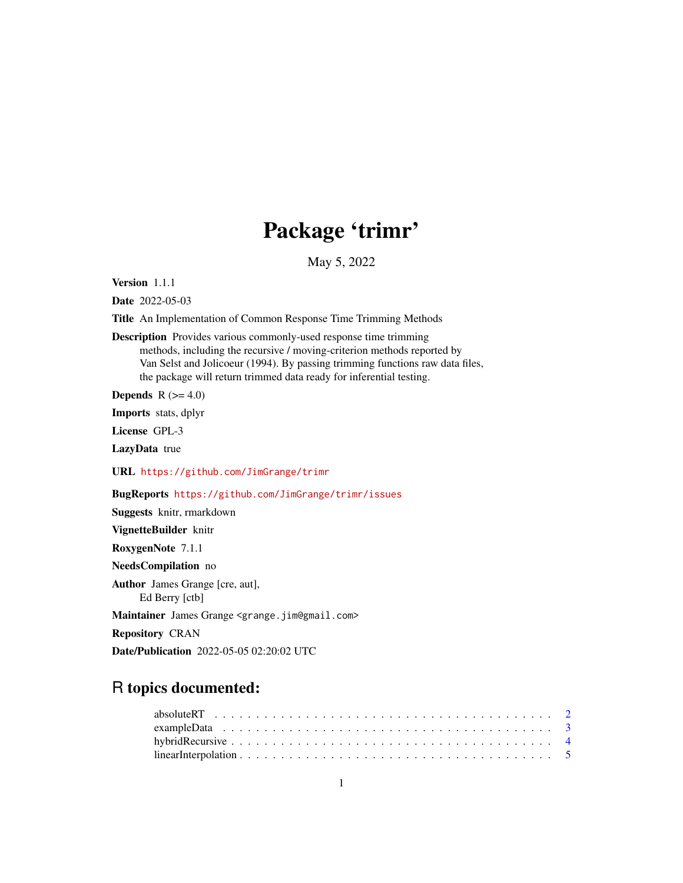# Package 'trimr'

May 5, 2022

**Version** 1.1.1

**Date** 2022-05-03

**Title** An Implementation of Common Response Time Trimming Methods

**Description** Provides various commonly-used response time trimming methods, including the recursive / moving-criterion methods reported by Van Selst and Jolicoeur (1994). By passing trimming functions raw data files, the package will return trimmed data ready for inferential testing.

**Depends** R (>= 4.0)

**Imports** stats, dplyr

**License** GPL-3

**LazyData** true

**URL** https://github.com/JimGrange/trimr

**BugReports** https://github.com/JimGrange/trimr/issues

**Suggests** knitr, rmarkdown

**VignetteBuilder** knitr

**RoxygenNote** 7.1.1

**NeedsCompilation** no

**Author** James Grange [cre, aut],
Ed Berry [ctb]

**Maintainer** James Grange <grange.jim@gmail.com>

**Repository** CRAN

**Date/Publication** 2022-05-05 02:20:02 UTC

## R topics documented:

absoluteRT . . . . . . . . . . . . . . . . . . . . . . . . . . . . . . . . . . . . . . 2
exampleData . . . . . . . . . . . . . . . . . . . . . . . . . . . . . . . . . . . . . 3
hybridRecursive . . . . . . . . . . . . . . . . . . . . . . . . . . . . . . . . . . . 4
linearInterpolation . . . . . . . . . . . . . . . . . . . . . . . . . . . . . . . . . . 5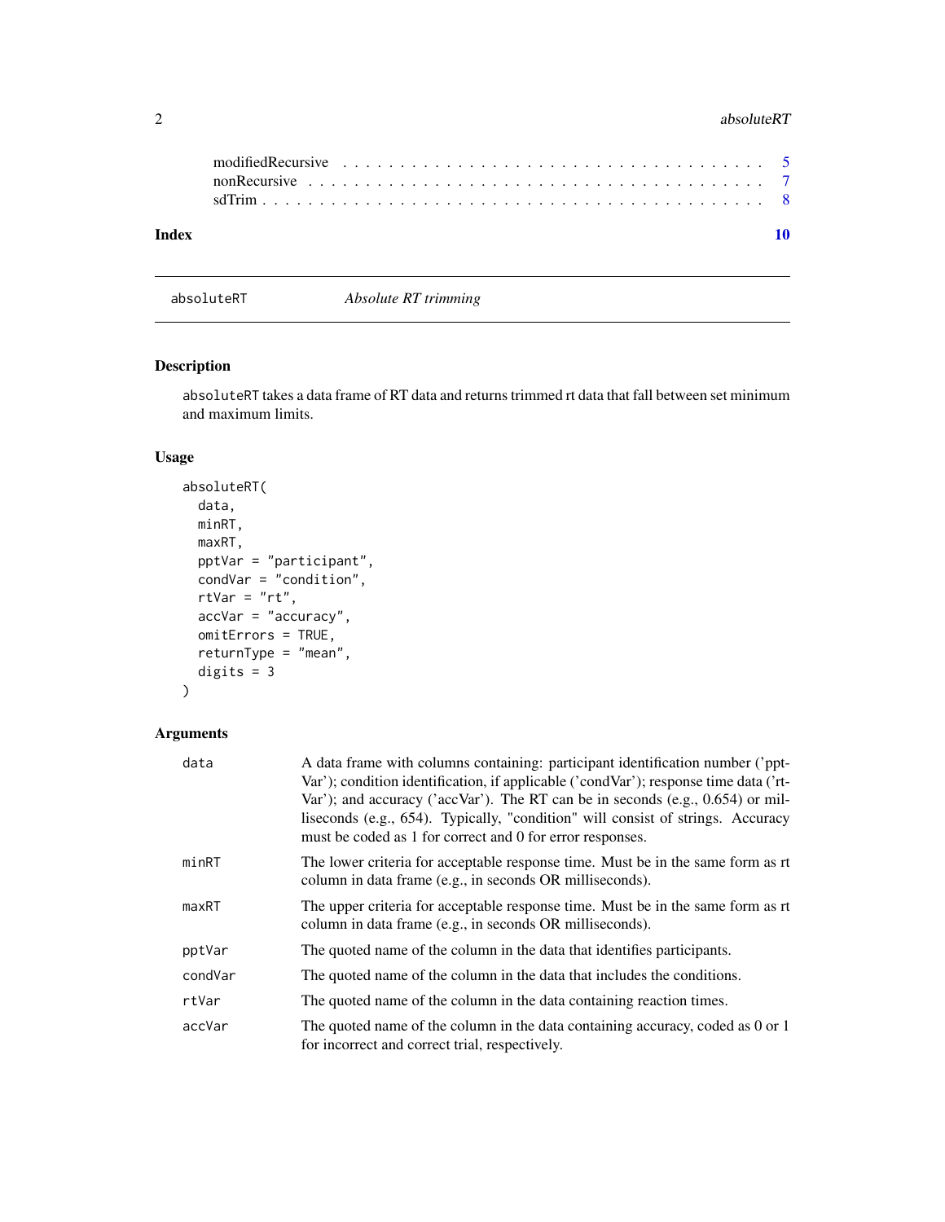modifiedRecursive . . . . . . . . . . . . . . . . . . . . . . . . . . . . . . . . . . . 5
nonRecursive . . . . . . . . . . . . . . . . . . . . . . . . . . . . . . . . . . . . . 7
sdTrim . . . . . . . . . . . . . . . . . . . . . . . . . . . . . . . . . . . . . . . . . 8

**Index** **10**

---

## absoluteRT *Absolute RT trimming*

---

### Description

absoluteRT takes a data frame of RT data and returns trimmed rt data that fall between set minimum and maximum limits.

### Usage

```
absoluteRT(
  data,
  minRT,
  maxRT,
  pptVar = "participant",
  condVar = "condition",
  rtVar = "rt",
  accVar = "accuracy",
  omitErrors = TRUE,
  returnType = "mean",
  digits = 3
)
```

### Arguments

| | |
|---|---|
| data | A data frame with columns containing: participant identification number ('pptVar'); condition identification, if applicable ('condVar'); response time data ('rtVar'); and accuracy ('accVar'). The RT can be in seconds (e.g., 0.654) or milliseconds (e.g., 654). Typically, "condition" will consist of strings. Accuracy must be coded as 1 for correct and 0 for error responses. |
| minRT | The lower criteria for acceptable response time. Must be in the same form as rt column in data frame (e.g., in seconds OR milliseconds). |
| maxRT | The upper criteria for acceptable response time. Must be in the same form as rt column in data frame (e.g., in seconds OR milliseconds). |
| pptVar | The quoted name of the column in the data that identifies participants. |
| condVar | The quoted name of the column in the data that includes the conditions. |
| rtVar | The quoted name of the column in the data containing reaction times. |
| accVar | The quoted name of the column in the data containing accuracy, coded as 0 or 1 for incorrect and correct trial, respectively. |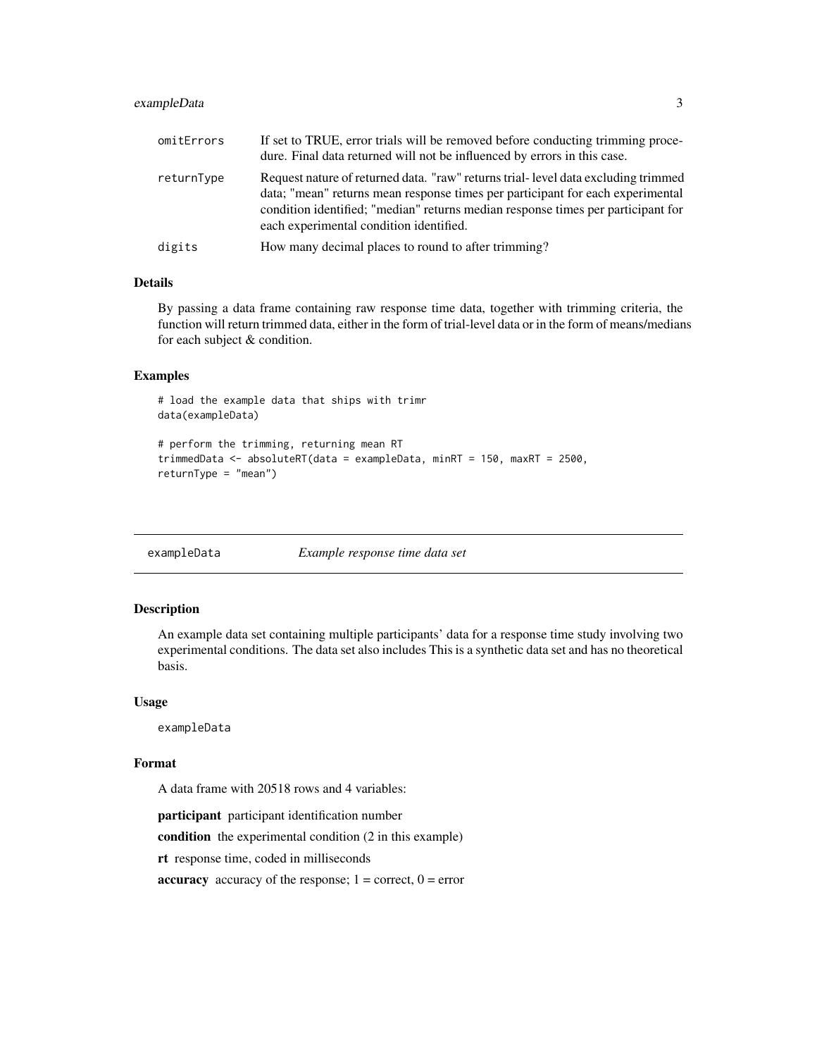| | |
|---|---|
| omitErrors | If set to TRUE, error trials will be removed before conducting trimming procedure. Final data returned will not be influenced by errors in this case. |
| returnType | Request nature of returned data. "raw" returns trial- level data excluding trimmed data; "mean" returns mean response times per participant for each experimental condition identified; "median" returns median response times per participant for each experimental condition identified. |
| digits | How many decimal places to round to after trimming? |

### Details

By passing a data frame containing raw response time data, together with trimming criteria, the function will return trimmed data, either in the form of trial-level data or in the form of means/medians for each subject & condition.

### Examples

```
# load the example data that ships with trimr
data(exampleData)

# perform the trimming, returning mean RT
trimmedData <- absoluteRT(data = exampleData, minRT = 150, maxRT = 2500,
returnType = "mean")
```

---

## exampleData &nbsp;&nbsp;&nbsp;&nbsp; *Example response time data set*

---

### Description

An example data set containing multiple participants' data for a response time study involving two experimental conditions. The data set also includes This is a synthetic data set and has no theoretical basis.

### Usage

```
exampleData
```

### Format

A data frame with 20518 rows and 4 variables:

**participant** participant identification number

**condition** the experimental condition (2 in this example)

**rt** response time, coded in milliseconds

**accuracy** accuracy of the response; 1 = correct, 0 = error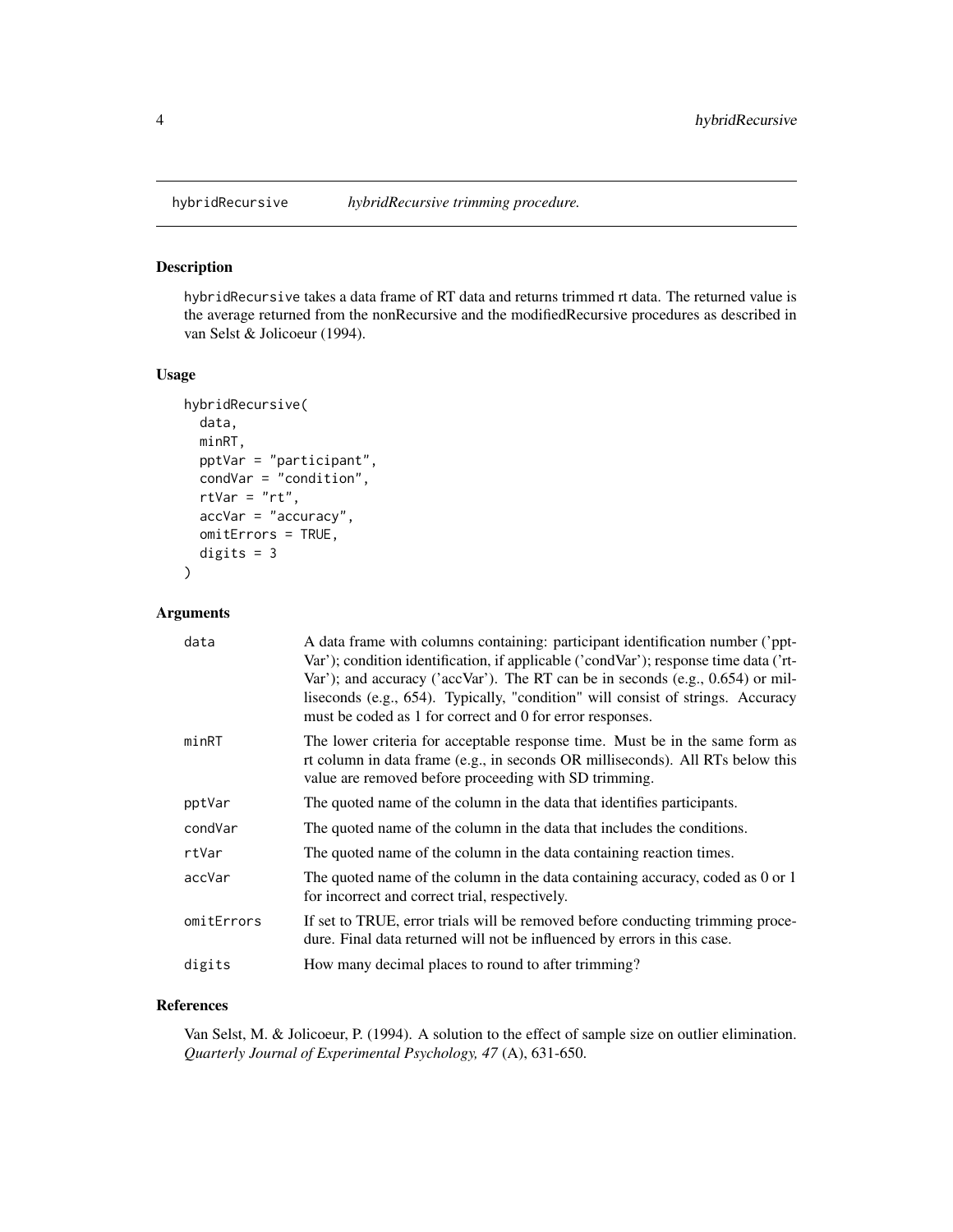# hybridRecursive — *hybridRecursive trimming procedure.*

## Description

hybridRecursive takes a data frame of RT data and returns trimmed rt data. The returned value is the average returned from the nonRecursive and the modifiedRecursive procedures as described in van Selst & Jolicoeur (1994).

## Usage

```
hybridRecursive(
  data,
  minRT,
  pptVar = "participant",
  condVar = "condition",
  rtVar = "rt",
  accVar = "accuracy",
  omitErrors = TRUE,
  digits = 3
)
```

## Arguments

| | |
|---|---|
| data | A data frame with columns containing: participant identification number ('pptVar'); condition identification, if applicable ('condVar'); response time data ('rtVar'); and accuracy ('accVar'). The RT can be in seconds (e.g., 0.654) or milliseconds (e.g., 654). Typically, "condition" will consist of strings. Accuracy must be coded as 1 for correct and 0 for error responses. |
| minRT | The lower criteria for acceptable response time. Must be in the same form as rt column in data frame (e.g., in seconds OR milliseconds). All RTs below this value are removed before proceeding with SD trimming. |
| pptVar | The quoted name of the column in the data that identifies participants. |
| condVar | The quoted name of the column in the data that includes the conditions. |
| rtVar | The quoted name of the column in the data containing reaction times. |
| accVar | The quoted name of the column in the data containing accuracy, coded as 0 or 1 for incorrect and correct trial, respectively. |
| omitErrors | If set to TRUE, error trials will be removed before conducting trimming procedure. Final data returned will not be influenced by errors in this case. |
| digits | How many decimal places to round to after trimming? |

## References

Van Selst, M. & Jolicoeur, P. (1994). A solution to the effect of sample size on outlier elimination. *Quarterly Journal of Experimental Psychology, 47* (A), 631-650.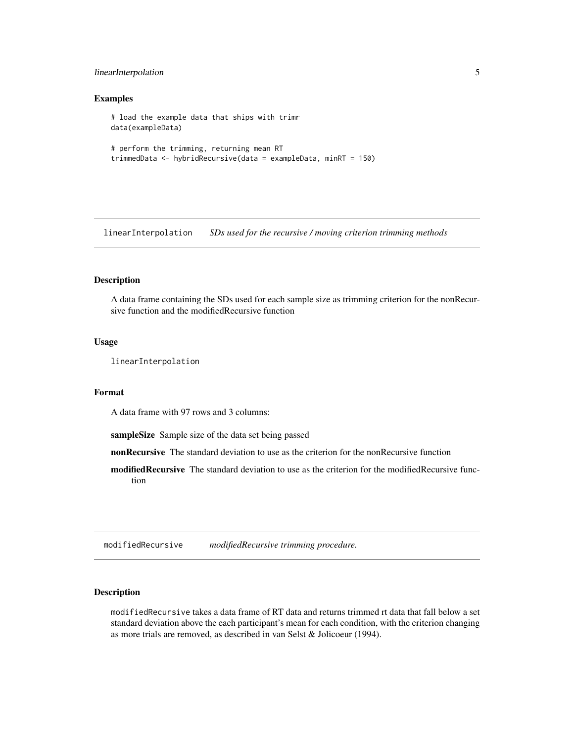### Examples

```
# load the example data that ships with trimr
data(exampleData)

# perform the trimming, returning mean RT
trimmedData <- hybridRecursive(data = exampleData, minRT = 150)
```

---

## linearInterpolation — *SDs used for the recursive / moving criterion trimming methods*

---

### Description

A data frame containing the SDs used for each sample size as trimming criterion for the nonRecursive function and the modifiedRecursive function

### Usage

```
linearInterpolation
```

### Format

A data frame with 97 rows and 3 columns:

**sampleSize** Sample size of the data set being passed

**nonRecursive** The standard deviation to use as the criterion for the nonRecursive function

**modifiedRecursive** The standard deviation to use as the criterion for the modifiedRecursive function

---

## modifiedRecursive — *modifiedRecursive trimming procedure.*

---

### Description

modifiedRecursive takes a data frame of RT data and returns trimmed rt data that fall below a set standard deviation above the each participant's mean for each condition, with the criterion changing as more trials are removed, as described in van Selst & Jolicoeur (1994).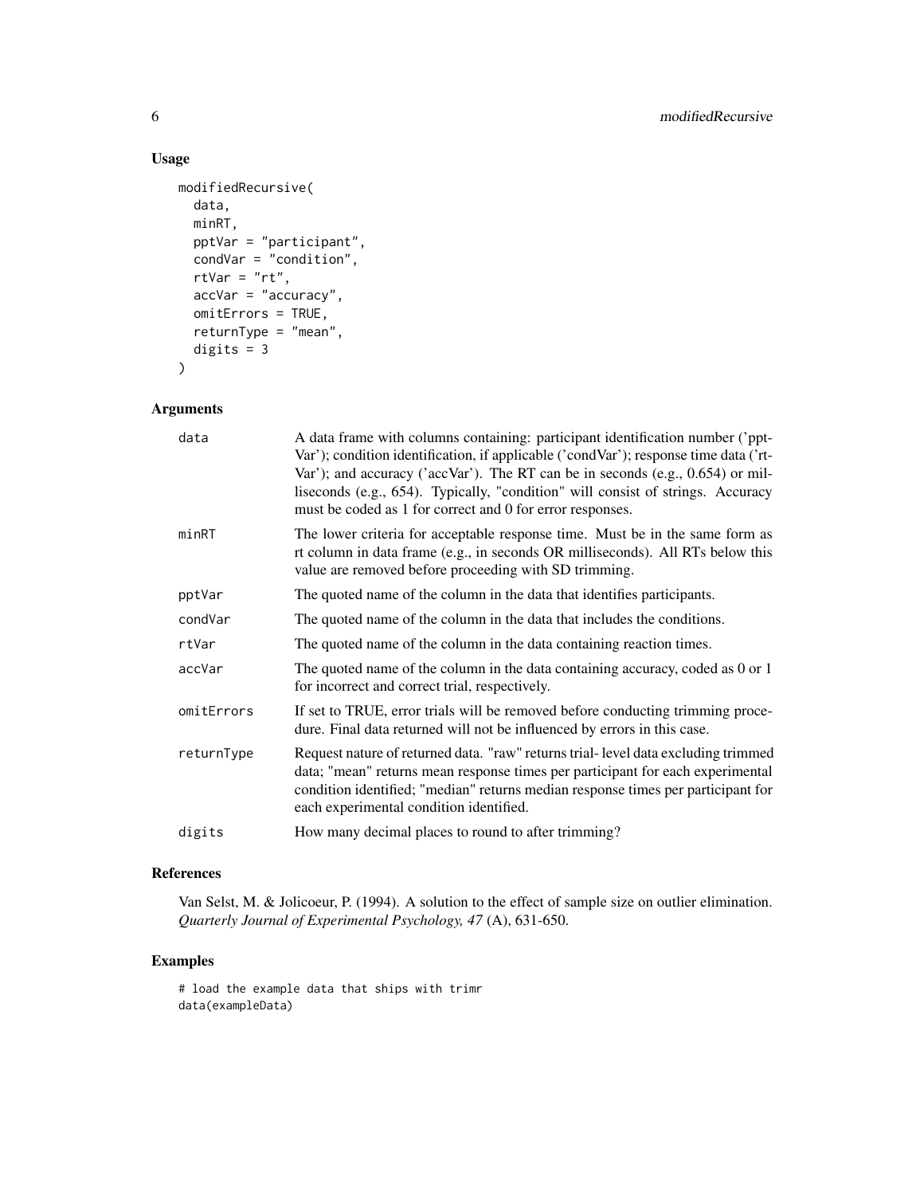## Usage

```
modifiedRecursive(
  data,
  minRT,
  pptVar = "participant",
  condVar = "condition",
  rtVar = "rt",
  accVar = "accuracy",
  omitErrors = TRUE,
  returnType = "mean",
  digits = 3
)
```

## Arguments

| | |
|---|---|
| data | A data frame with columns containing: participant identification number ('pptVar'); condition identification, if applicable ('condVar'); response time data ('rtVar'); and accuracy ('accVar'). The RT can be in seconds (e.g., 0.654) or milliseconds (e.g., 654). Typically, "condition" will consist of strings. Accuracy must be coded as 1 for correct and 0 for error responses. |
| minRT | The lower criteria for acceptable response time. Must be in the same form as rt column in data frame (e.g., in seconds OR milliseconds). All RTs below this value are removed before proceeding with SD trimming. |
| pptVar | The quoted name of the column in the data that identifies participants. |
| condVar | The quoted name of the column in the data that includes the conditions. |
| rtVar | The quoted name of the column in the data containing reaction times. |
| accVar | The quoted name of the column in the data containing accuracy, coded as 0 or 1 for incorrect and correct trial, respectively. |
| omitErrors | If set to TRUE, error trials will be removed before conducting trimming procedure. Final data returned will not be influenced by errors in this case. |
| returnType | Request nature of returned data. "raw" returns trial- level data excluding trimmed data; "mean" returns mean response times per participant for each experimental condition identified; "median" returns median response times per participant for each experimental condition identified. |
| digits | How many decimal places to round to after trimming? |

## References

Van Selst, M. & Jolicoeur, P. (1994). A solution to the effect of sample size on outlier elimination. *Quarterly Journal of Experimental Psychology, 47* (A), 631-650.

## Examples

```
# load the example data that ships with trimr
data(exampleData)
```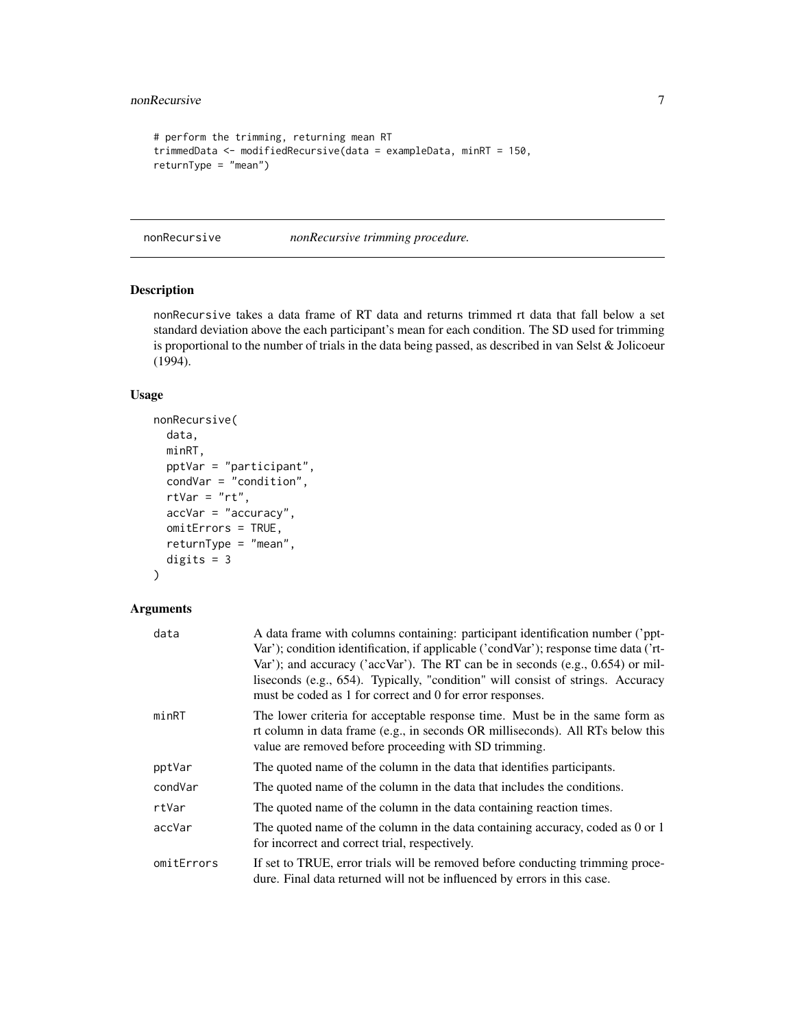```
# perform the trimming, returning mean RT
trimmedData <- modifiedRecursive(data = exampleData, minRT = 150,
returnType = "mean")
```

## nonRecursive *nonRecursive trimming procedure.*

### Description

nonRecursive takes a data frame of RT data and returns trimmed rt data that fall below a set standard deviation above the each participant's mean for each condition. The SD used for trimming is proportional to the number of trials in the data being passed, as described in van Selst & Jolicoeur (1994).

### Usage

```
nonRecursive(
  data,
  minRT,
  pptVar = "participant",
  condVar = "condition",
  rtVar = "rt",
  accVar = "accuracy",
  omitErrors = TRUE,
  returnType = "mean",
  digits = 3
)
```

### Arguments

| | |
|---|---|
| data | A data frame with columns containing: participant identification number ('pptVar'); condition identification, if applicable ('condVar'); response time data ('rtVar'); and accuracy ('accVar'). The RT can be in seconds (e.g., 0.654) or milliseconds (e.g., 654). Typically, "condition" will consist of strings. Accuracy must be coded as 1 for correct and 0 for error responses. |
| minRT | The lower criteria for acceptable response time. Must be in the same form as rt column in data frame (e.g., in seconds OR milliseconds). All RTs below this value are removed before proceeding with SD trimming. |
| pptVar | The quoted name of the column in the data that identifies participants. |
| condVar | The quoted name of the column in the data that includes the conditions. |
| rtVar | The quoted name of the column in the data containing reaction times. |
| accVar | The quoted name of the column in the data containing accuracy, coded as 0 or 1 for incorrect and correct trial, respectively. |
| omitErrors | If set to TRUE, error trials will be removed before conducting trimming procedure. Final data returned will not be influenced by errors in this case. |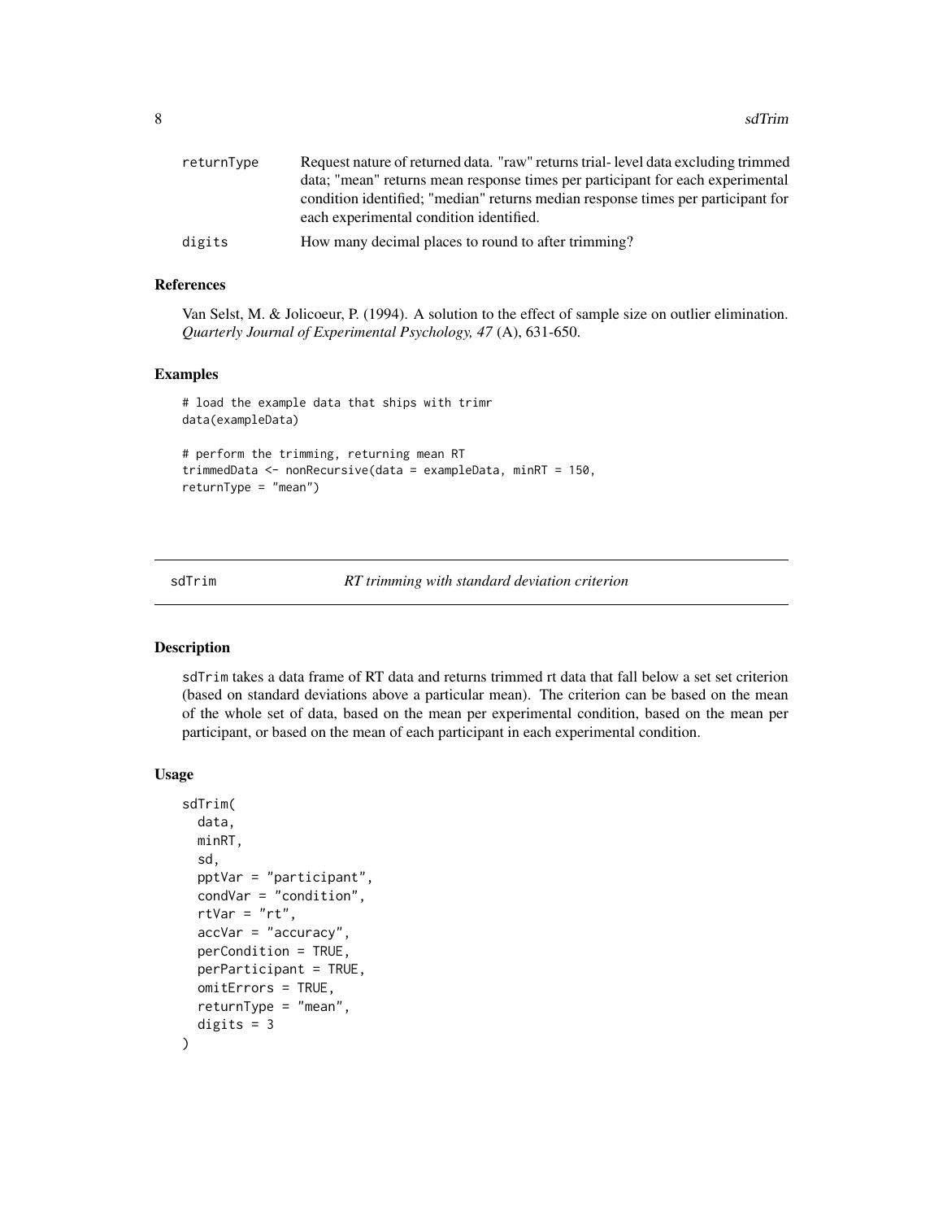| | |
|---|---|
| returnType | Request nature of returned data. "raw" returns trial- level data excluding trimmed data; "mean" returns mean response times per participant for each experimental condition identified; "median" returns median response times per participant for each experimental condition identified. |
| digits | How many decimal places to round to after trimming? |

### References

Van Selst, M. & Jolicoeur, P. (1994). A solution to the effect of sample size on outlier elimination. *Quarterly Journal of Experimental Psychology, 47* (A), 631-650.

### Examples

```
# load the example data that ships with trimr
data(exampleData)

# perform the trimming, returning mean RT
trimmedData <- nonRecursive(data = exampleData, minRT = 150,
returnType = "mean")
```

## sdTrim *RT trimming with standard deviation criterion*

### Description

sdTrim takes a data frame of RT data and returns trimmed rt data that fall below a set set criterion (based on standard deviations above a particular mean). The criterion can be based on the mean of the whole set of data, based on the mean per experimental condition, based on the mean per participant, or based on the mean of each participant in each experimental condition.

### Usage

```
sdTrim(
  data,
  minRT,
  sd,
  pptVar = "participant",
  condVar = "condition",
  rtVar = "rt",
  accVar = "accuracy",
  perCondition = TRUE,
  perParticipant = TRUE,
  omitErrors = TRUE,
  returnType = "mean",
  digits = 3
)
```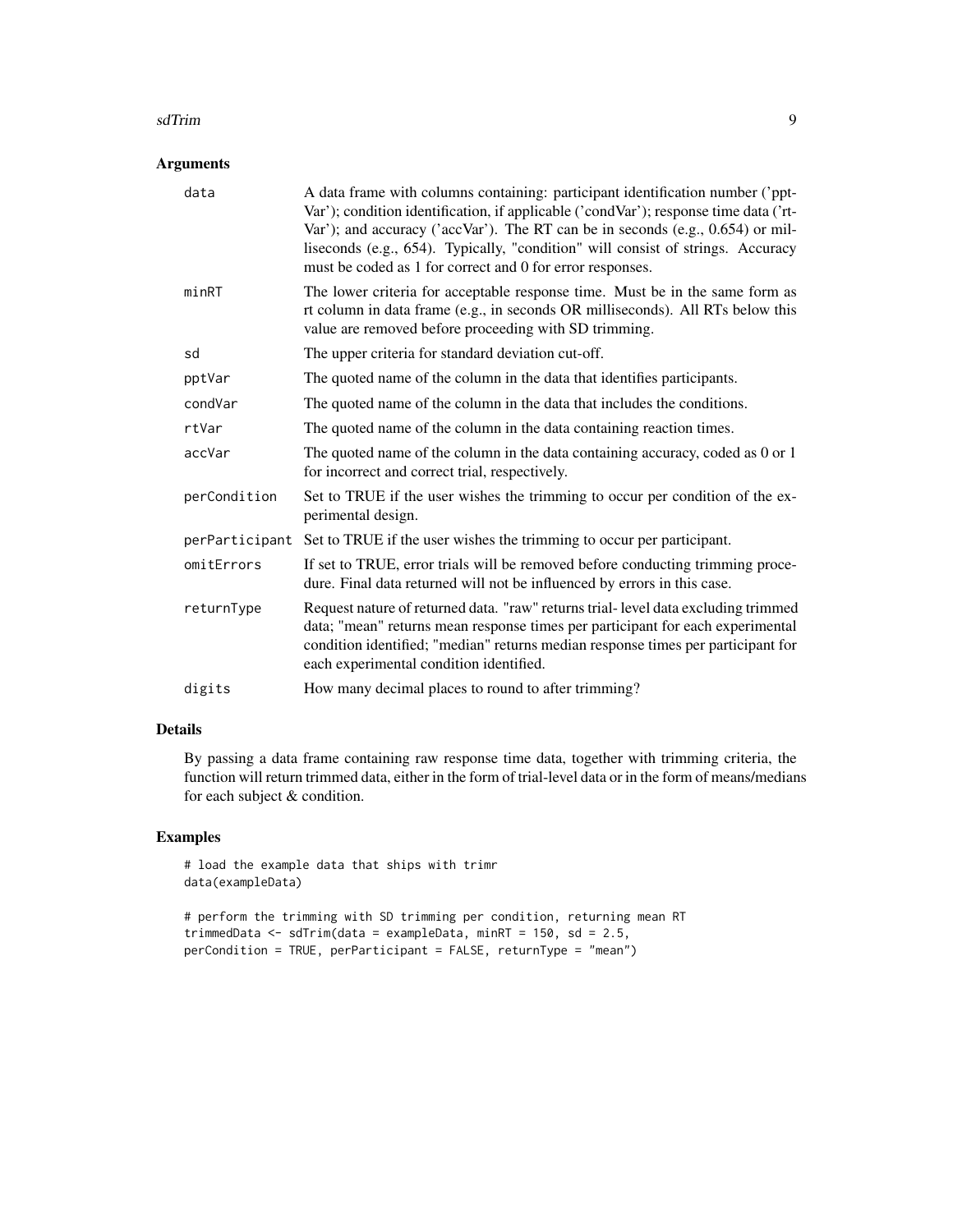## Arguments

| | |
|---|---|
| data | A data frame with columns containing: participant identification number ('pptVar'); condition identification, if applicable ('condVar'); response time data ('rtVar'); and accuracy ('accVar'). The RT can be in seconds (e.g., 0.654) or milliseconds (e.g., 654). Typically, "condition" will consist of strings. Accuracy must be coded as 1 for correct and 0 for error responses. |
| minRT | The lower criteria for acceptable response time. Must be in the same form as rt column in data frame (e.g., in seconds OR milliseconds). All RTs below this value are removed before proceeding with SD trimming. |
| sd | The upper criteria for standard deviation cut-off. |
| pptVar | The quoted name of the column in the data that identifies participants. |
| condVar | The quoted name of the column in the data that includes the conditions. |
| rtVar | The quoted name of the column in the data containing reaction times. |
| accVar | The quoted name of the column in the data containing accuracy, coded as 0 or 1 for incorrect and correct trial, respectively. |
| perCondition | Set to TRUE if the user wishes the trimming to occur per condition of the experimental design. |
| perParticipant | Set to TRUE if the user wishes the trimming to occur per participant. |
| omitErrors | If set to TRUE, error trials will be removed before conducting trimming procedure. Final data returned will not be influenced by errors in this case. |
| returnType | Request nature of returned data. "raw" returns trial- level data excluding trimmed data; "mean" returns mean response times per participant for each experimental condition identified; "median" returns median response times per participant for each experimental condition identified. |
| digits | How many decimal places to round to after trimming? |

## Details

By passing a data frame containing raw response time data, together with trimming criteria, the function will return trimmed data, either in the form of trial-level data or in the form of means/medians for each subject & condition.

## Examples

```
# load the example data that ships with trimr
data(exampleData)

# perform the trimming with SD trimming per condition, returning mean RT
trimmedData <- sdTrim(data = exampleData, minRT = 150, sd = 2.5,
perCondition = TRUE, perParticipant = FALSE, returnType = "mean")
```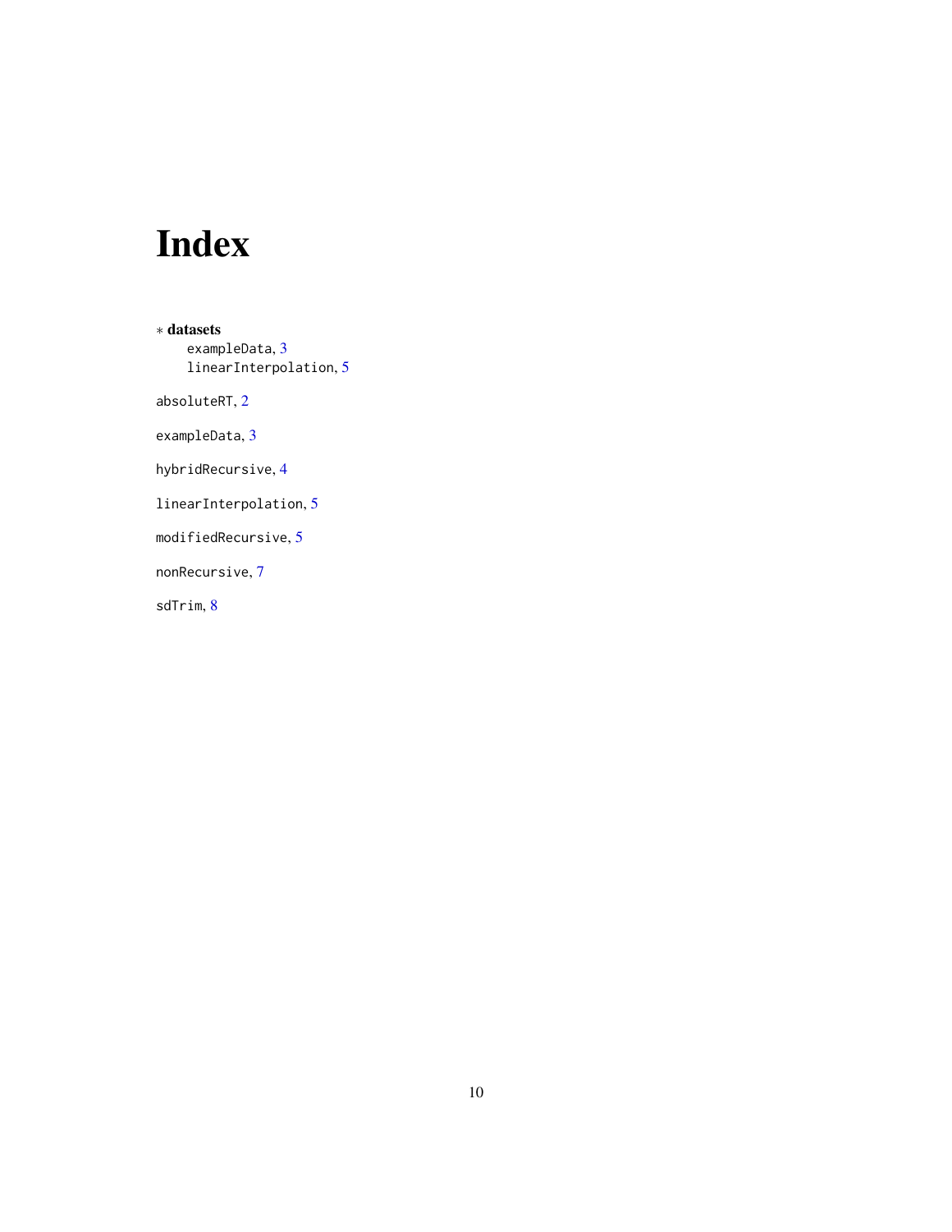# Index

∗ **datasets**
    exampleData, 3
    linearInterpolation, 5

absoluteRT, 2

exampleData, 3

hybridRecursive, 4

linearInterpolation, 5

modifiedRecursive, 5

nonRecursive, 7

sdTrim, 8